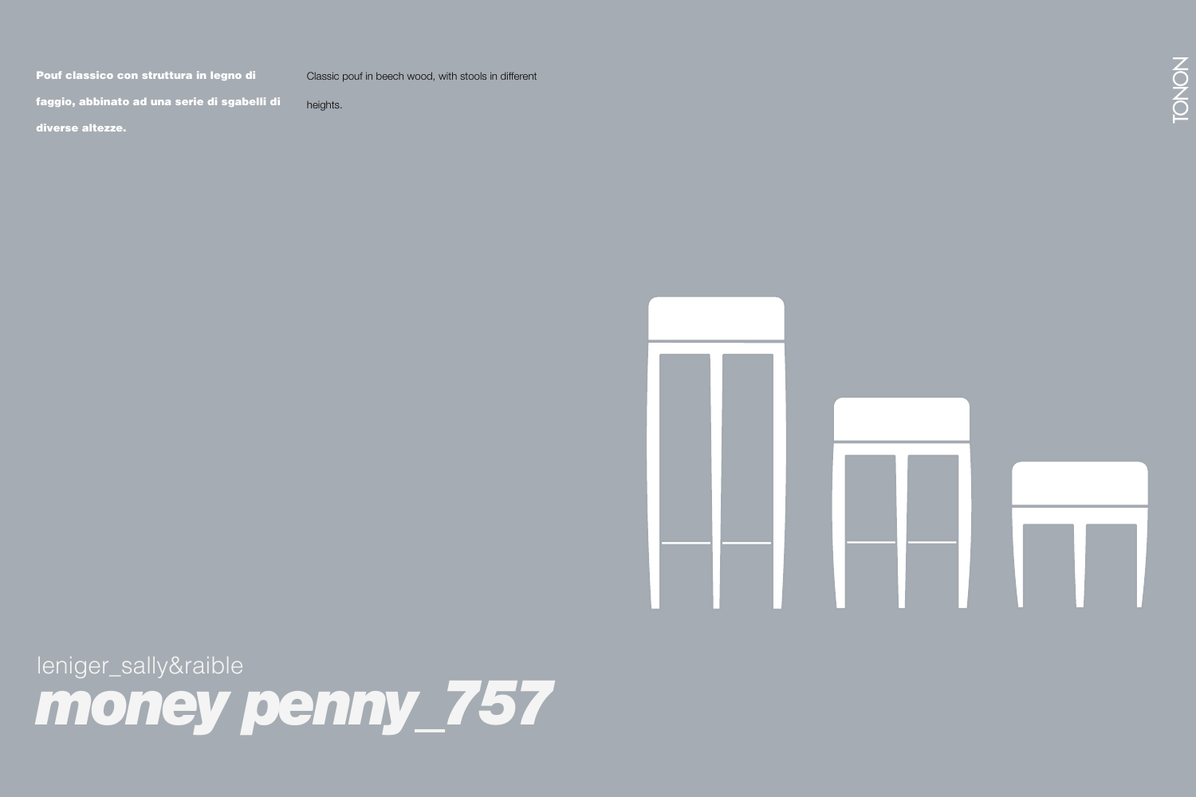**Pouf classico con struttura in legno di faggio, abbinato ad una serie di sgabelli di diverse altezze.**

Classic pouf in beech wood, with stools in different heights.

TONON

leniger_sally&raible

# *money penny_757*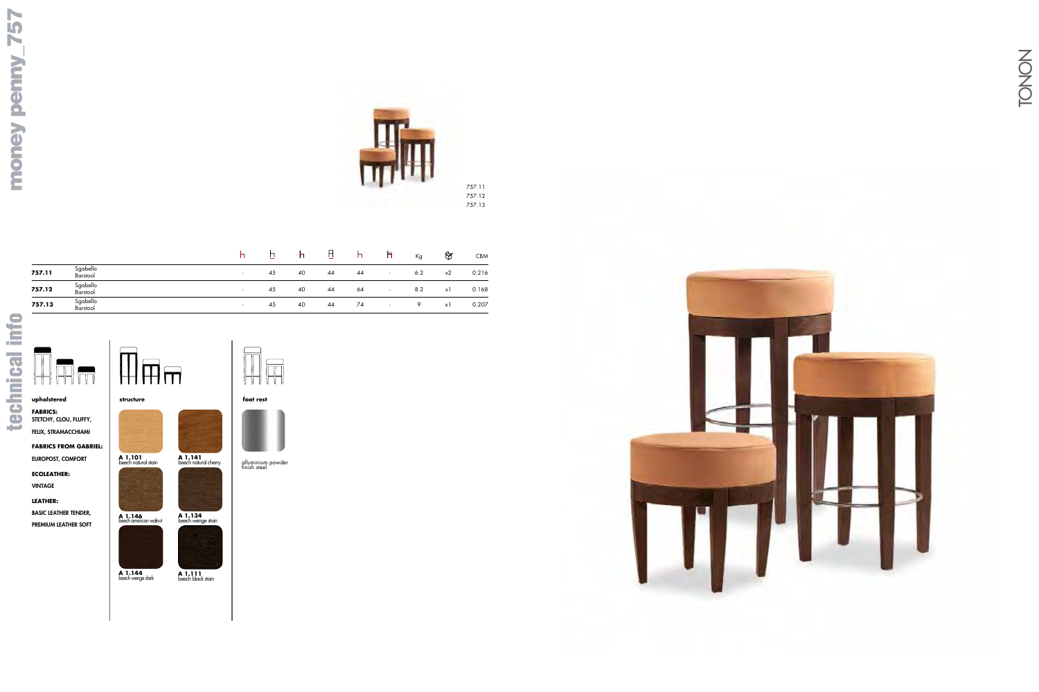# money penny_757

757.11
757.12
757.13

## technical info

| | | h | h | h | h | h | h | Kg | | CBM |
|---|---|---|---|---|---|---|---|---|---|---|
| **757.11** | Sgabello Barstool | - | 45 | 40 | 44 | 44 | - | 6.2 | x2 | 0.216 |
| **757.12** | Sgabello Barstool | - | 45 | 40 | 44 | 64 | - | 8.2 | x1 | 0.168 |
| **757.13** | Sgabello Barstool | - | 45 | 40 | 44 | 74 | - | 9 | x1 | 0.207 |

**upholstered**

**FABRICS:**
STETCHY, CLOU, FLUFFY,
FELIX, STRAMACCHIAMI

**FABRICS FROM GABRIEL:**
EUROPOST, COMFORT

**ECOLEATHER:**
VINTAGE

**LEATHER:**
BASIC LEATHER TENDER,
PREMIUM LEATHER SOFT

**structure**

**A 1,101** beech natural stain

**A 1,141** beech natural cherry

**A 1,146** beech american walnut

**A 1,134** beech wenge stain

**A 1,144** beech wenge dark

**A 1,111** beech black stain

**foot rest**

alluminium powder finish steel

TONON